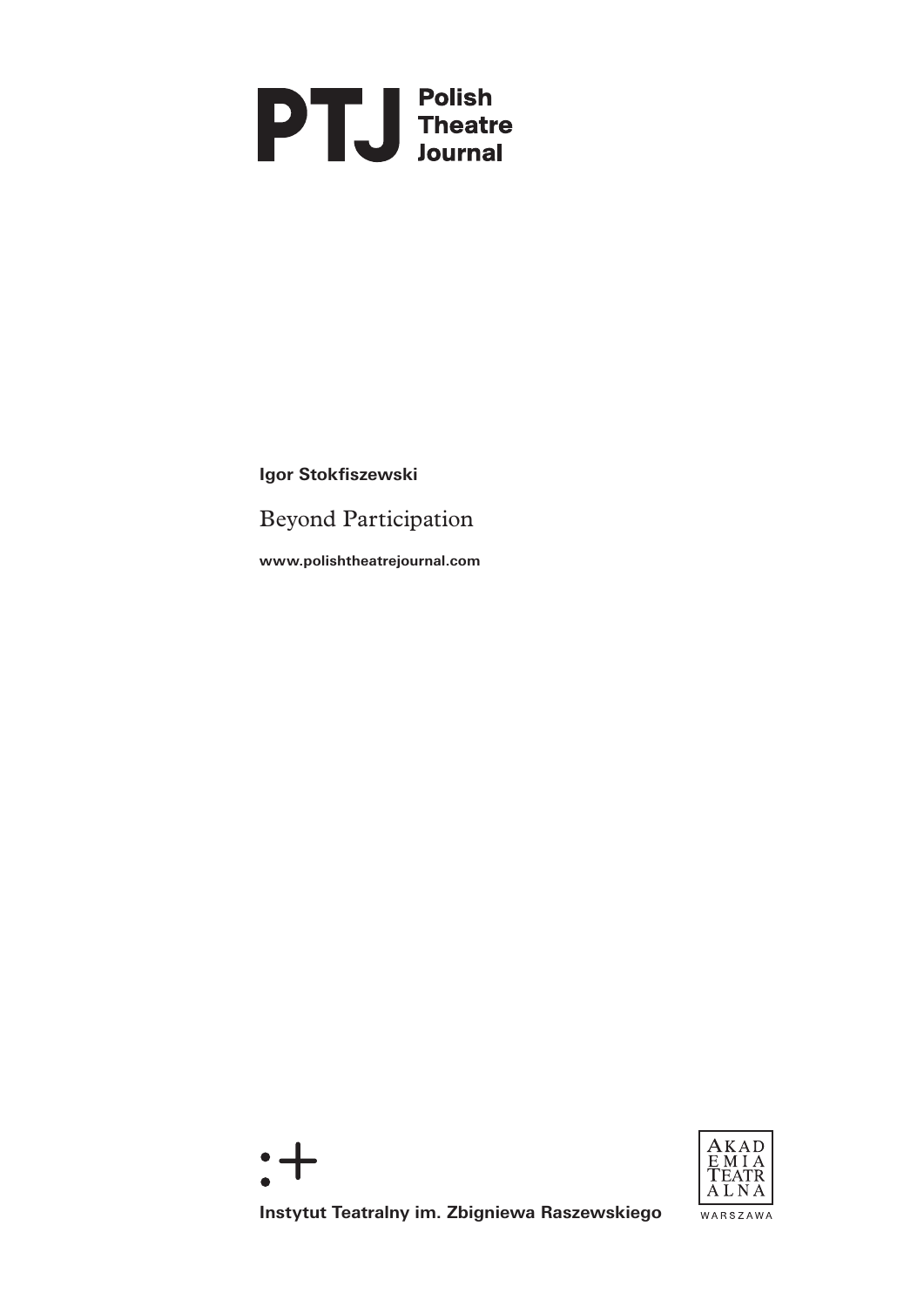**PTJ Polish Theatre Journal**

**Igor Stokfiszewski**

# Beyond Participation

**www.polishtheatrejournal.com**

**Instytut Teatralny im. Zbigniewa Raszewskiego**

AKADEMIA TEATRALNA WARSZAWA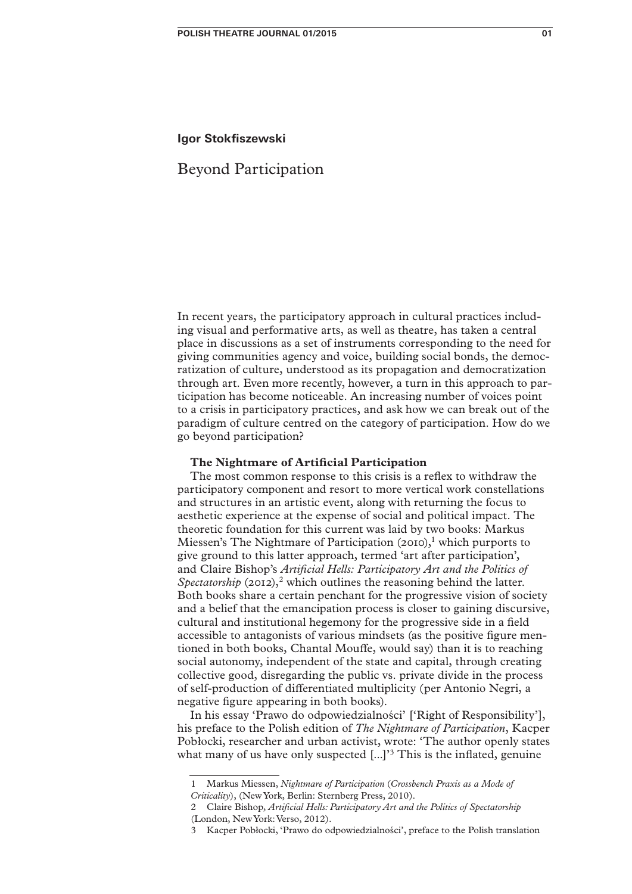**Igor Stokfiszewski**

# Beyond Participation

In recent years, the participatory approach in cultural practices including visual and performative arts, as well as theatre, has taken a central place in discussions as a set of instruments corresponding to the need for giving communities agency and voice, building social bonds, the democratization of culture, understood as its propagation and democratization through art. Even more recently, however, a turn in this approach to participation has become noticeable. An increasing number of voices point to a crisis in participatory practices, and ask how we can break out of the paradigm of culture centred on the category of participation. How do we go beyond participation?

## The Nightmare of Artificial Participation

The most common response to this crisis is a reflex to withdraw the participatory component and resort to more vertical work constellations and structures in an artistic event, along with returning the focus to aesthetic experience at the expense of social and political impact. The theoretic foundation for this current was laid by two books: Markus Miessen's The Nightmare of Participation (2010),[1] which purports to give ground to this latter approach, termed 'art after participation', and Claire Bishop's *Artificial Hells: Participatory Art and the Politics of Spectatorship* (2012),[2] which outlines the reasoning behind the latter. Both books share a certain penchant for the progressive vision of society and a belief that the emancipation process is closer to gaining discursive, cultural and institutional hegemony for the progressive side in a field accessible to antagonists of various mindsets (as the positive figure mentioned in both books, Chantal Mouffe, would say) than it is to reaching social autonomy, independent of the state and capital, through creating collective good, disregarding the public vs. private divide in the process of self-production of differentiated multiplicity (per Antonio Negri, a negative figure appearing in both books).

In his essay 'Prawo do odpowiedzialności' ['Right of Responsibility'], his preface to the Polish edition of *The Nightmare of Participation*, Kacper Pobłocki, researcher and urban activist, wrote: 'The author openly states what many of us have only suspected [...]'[3] This is the inflated, genuine

---

1 Markus Miessen, *Nightmare of Participation* (*Crossbench Praxis as a Mode of Criticality*), (New York, Berlin: Sternberg Press, 2010).

2 Claire Bishop, *Artificial Hells: Participatory Art and the Politics of Spectatorship* (London, New York: Verso, 2012).

3 Kacper Pobłocki, 'Prawo do odpowiedzialności', preface to the Polish translation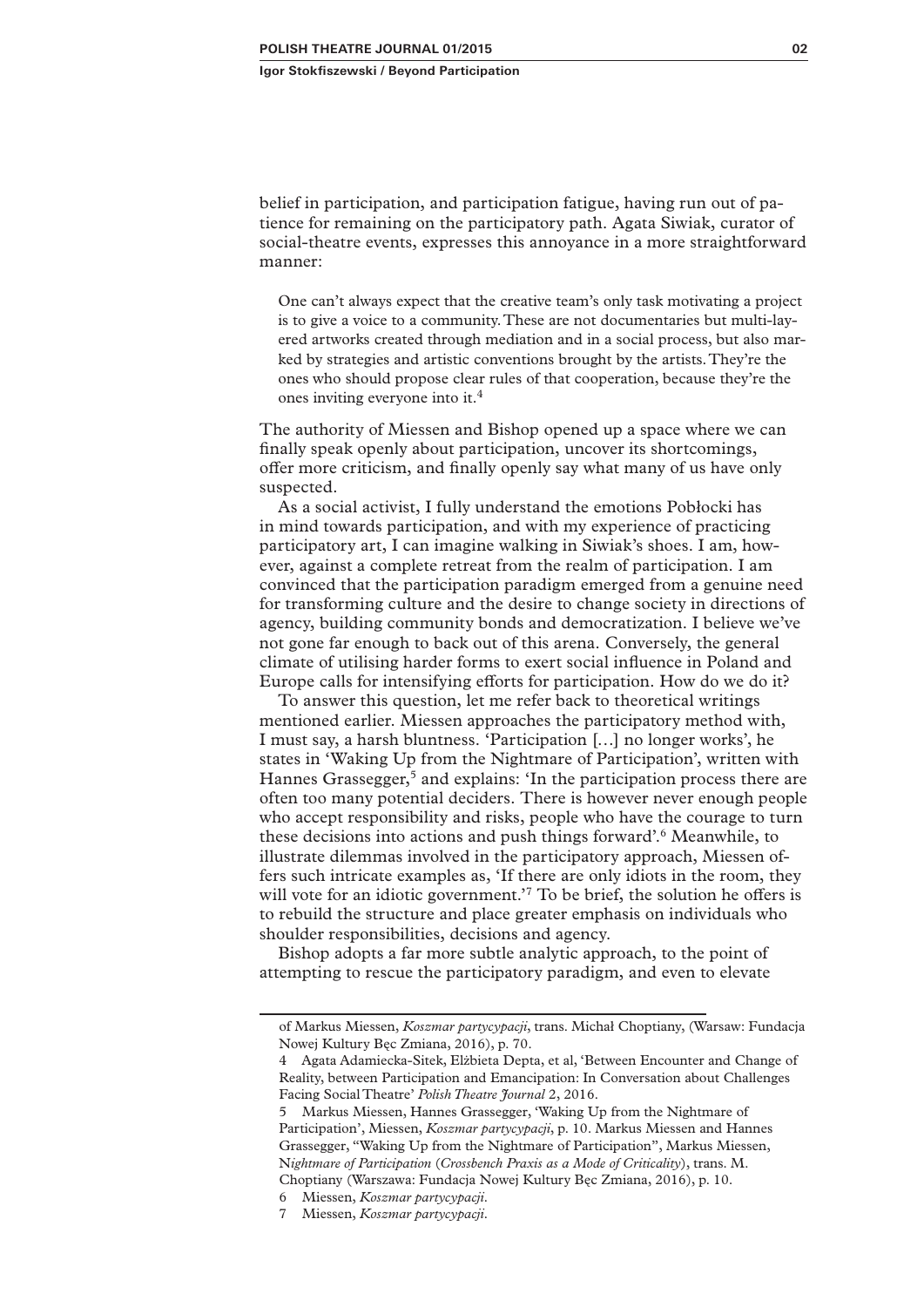belief in participation, and participation fatigue, having run out of patience for remaining on the participatory path. Agata Siwiak, curator of social-theatre events, expresses this annoyance in a more straightforward manner:

> One can't always expect that the creative team's only task motivating a project is to give a voice to a community. These are not documentaries but multi-layered artworks created through mediation and in a social process, but also marked by strategies and artistic conventions brought by the artists. They're the ones who should propose clear rules of that cooperation, because they're the ones inviting everyone into it.[4]

The authority of Miessen and Bishop opened up a space where we can finally speak openly about participation, uncover its shortcomings, offer more criticism, and finally openly say what many of us have only suspected.

As a social activist, I fully understand the emotions Pobłocki has in mind towards participation, and with my experience of practicing participatory art, I can imagine walking in Siwiak's shoes. I am, however, against a complete retreat from the realm of participation. I am convinced that the participation paradigm emerged from a genuine need for transforming culture and the desire to change society in directions of agency, building community bonds and democratization. I believe we've not gone far enough to back out of this arena. Conversely, the general climate of utilising harder forms to exert social influence in Poland and Europe calls for intensifying efforts for participation. How do we do it?

To answer this question, let me refer back to theoretical writings mentioned earlier. Miessen approaches the participatory method with, I must say, a harsh bluntness. 'Participation […] no longer works', he states in 'Waking Up from the Nightmare of Participation', written with Hannes Grassegger,[5] and explains: 'In the participation process there are often too many potential deciders. There is however never enough people who accept responsibility and risks, people who have the courage to turn these decisions into actions and push things forward'.[6] Meanwhile, to illustrate dilemmas involved in the participatory approach, Miessen offers such intricate examples as, 'If there are only idiots in the room, they will vote for an idiotic government.'[7] To be brief, the solution he offers is to rebuild the structure and place greater emphasis on individuals who shoulder responsibilities, decisions and agency.

Bishop adopts a far more subtle analytic approach, to the point of attempting to rescue the participatory paradigm, and even to elevate

---

of Markus Miessen, *Koszmar partycypacji*, trans. Michał Choptiany, (Warsaw: Fundacja Nowej Kultury Bęc Zmiana, 2016), p. 70.

4 Agata Adamiecka-Sitek, Elżbieta Depta, et al, 'Between Encounter and Change of Reality, between Participation and Emancipation: In Conversation about Challenges Facing Social Theatre' *Polish Theatre Journal* 2, 2016.

5 Markus Miessen, Hannes Grassegger, 'Waking Up from the Nightmare of Participation', Miessen, *Koszmar partycypacji*, p. 10. Markus Miessen and Hannes Grassegger, "Waking Up from the Nightmare of Participation", Markus Miessen, N*ightmare of Participation* (*Crossbench Praxis as a Mode of Criticality*), trans. M. Choptiany (Warszawa: Fundacja Nowej Kultury Bęc Zmiana, 2016), p. 10.

6 Miessen, *Koszmar partycypacji*.

7 Miessen, *Koszmar partycypacji*.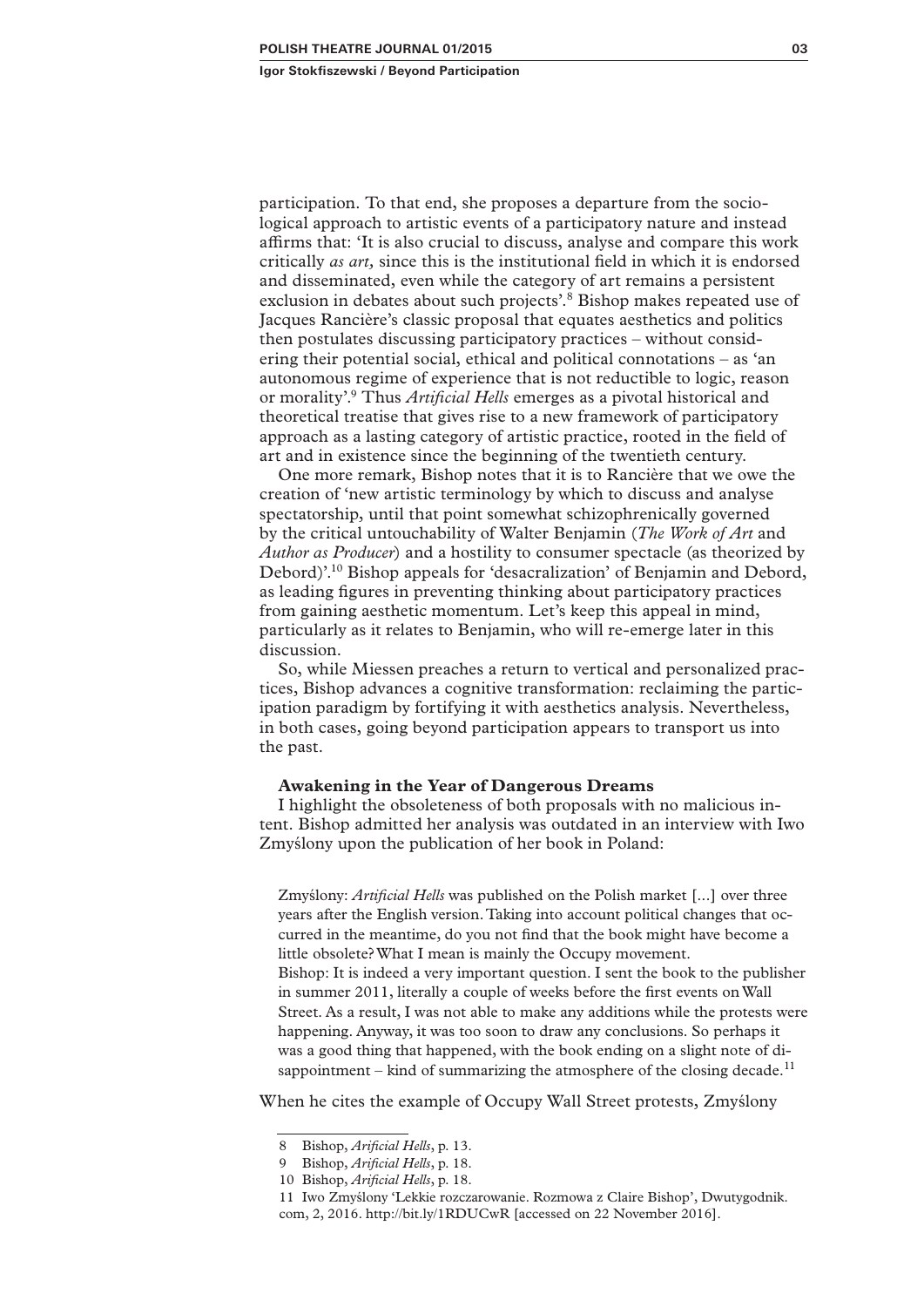participation. To that end, she proposes a departure from the sociological approach to artistic events of a participatory nature and instead affirms that: 'It is also crucial to discuss, analyse and compare this work critically *as art,* since this is the institutional field in which it is endorsed and disseminated, even while the category of art remains a persistent exclusion in debates about such projects'.[8] Bishop makes repeated use of Jacques Rancière's classic proposal that equates aesthetics and politics then postulates discussing participatory practices – without considering their potential social, ethical and political connotations – as 'an autonomous regime of experience that is not reductible to logic, reason or morality'.[9] Thus *Artificial Hells* emerges as a pivotal historical and theoretical treatise that gives rise to a new framework of participatory approach as a lasting category of artistic practice, rooted in the field of art and in existence since the beginning of the twentieth century.

One more remark, Bishop notes that it is to Rancière that we owe the creation of 'new artistic terminology by which to discuss and analyse spectatorship, until that point somewhat schizophrenically governed by the critical untouchability of Walter Benjamin (*The Work of Art* and *Author as Producer*) and a hostility to consumer spectacle (as theorized by Debord)'.[10] Bishop appeals for 'desacralization' of Benjamin and Debord, as leading figures in preventing thinking about participatory practices from gaining aesthetic momentum. Let's keep this appeal in mind, particularly as it relates to Benjamin, who will re-emerge later in this discussion.

So, while Miessen preaches a return to vertical and personalized practices, Bishop advances a cognitive transformation: reclaiming the participation paradigm by fortifying it with aesthetics analysis. Nevertheless, in both cases, going beyond participation appears to transport us into the past.

### Awakening in the Year of Dangerous Dreams

I highlight the obsoleteness of both proposals with no malicious intent. Bishop admitted her analysis was outdated in an interview with Iwo Zmyślony upon the publication of her book in Poland:

> Zmyślony: *Artificial Hells* was published on the Polish market [...] over three years after the English version. Taking into account political changes that occurred in the meantime, do you not find that the book might have become a little obsolete? What I mean is mainly the Occupy movement.
> Bishop: It is indeed a very important question. I sent the book to the publisher in summer 2011, literally a couple of weeks before the first events on Wall Street. As a result, I was not able to make any additions while the protests were happening. Anyway, it was too soon to draw any conclusions. So perhaps it was a good thing that happened, with the book ending on a slight note of disappointment – kind of summarizing the atmosphere of the closing decade.[11]

When he cites the example of Occupy Wall Street protests, Zmyślony

---

8 Bishop, *Arificial Hells*, p. 13.

9 Bishop, *Arificial Hells*, p. 18.

10 Bishop, *Arificial Hells*, p. 18.

11 Iwo Zmyślony 'Lekkie rozczarowanie. Rozmowa z Claire Bishop', Dwutygodnik.com, 2, 2016. http://bit.ly/1RDUCwR [accessed on 22 November 2016].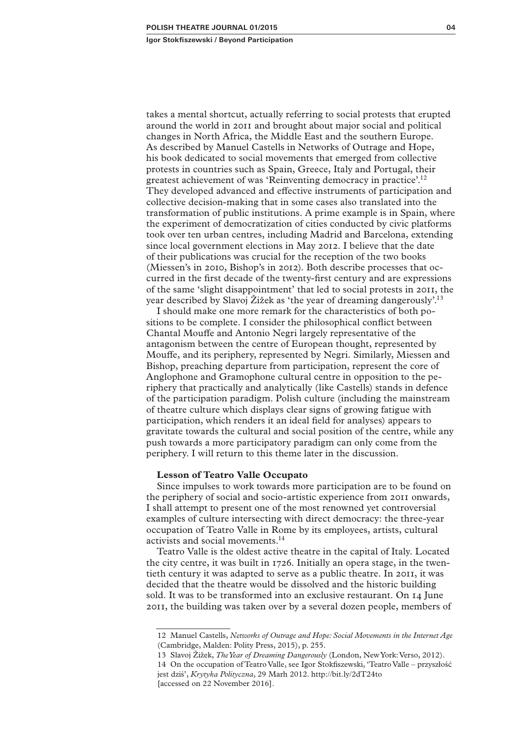takes a mental shortcut, actually referring to social protests that erupted around the world in 2011 and brought about major social and political changes in North Africa, the Middle East and the southern Europe. As described by Manuel Castells in Networks of Outrage and Hope, his book dedicated to social movements that emerged from collective protests in countries such as Spain, Greece, Italy and Portugal, their greatest achievement of was 'Reinventing democracy in practice'.[12] They developed advanced and effective instruments of participation and collective decision-making that in some cases also translated into the transformation of public institutions. A prime example is in Spain, where the experiment of democratization of cities conducted by civic platforms took over ten urban centres, including Madrid and Barcelona, extending since local government elections in May 2012. I believe that the date of their publications was crucial for the reception of the two books (Miessen's in 2010, Bishop's in 2012). Both describe processes that occurred in the first decade of the twenty-first century and are expressions of the same 'slight disappointment' that led to social protests in 2011, the year described by Slavoj Žižek as 'the year of dreaming dangerously'.[13]

I should make one more remark for the characteristics of both positions to be complete. I consider the philosophical conflict between Chantal Mouffe and Antonio Negri largely representative of the antagonism between the centre of European thought, represented by Mouffe, and its periphery, represented by Negri. Similarly, Miessen and Bishop, preaching departure from participation, represent the core of Anglophone and Gramophone cultural centre in opposition to the periphery that practically and analytically (like Castells) stands in defence of the participation paradigm. Polish culture (including the mainstream of theatre culture which displays clear signs of growing fatigue with participation, which renders it an ideal field for analyses) appears to gravitate towards the cultural and social position of the centre, while any push towards a more participatory paradigm can only come from the periphery. I will return to this theme later in the discussion.

**Lesson of Teatro Valle Occupato**

Since impulses to work towards more participation are to be found on the periphery of social and socio-artistic experience from 2011 onwards, I shall attempt to present one of the most renowned yet controversial examples of culture intersecting with direct democracy: the three-year occupation of Teatro Valle in Rome by its employees, artists, cultural activists and social movements.[14]

Teatro Valle is the oldest active theatre in the capital of Italy. Located the city centre, it was built in 1726. Initially an opera stage, in the twentieth century it was adapted to serve as a public theatre. In 2011, it was decided that the theatre would be dissolved and the historic building sold. It was to be transformed into an exclusive restaurant. On 14 June 2011, the building was taken over by a several dozen people, members of

---

12 Manuel Castells, *Networks of Outrage and Hope: Social Movements in the Internet Age* (Cambridge, Malden: Polity Press, 2015), p. 255.

13 Slavoj Žižek, *The Year of Dreaming Dangerously* (London, New York: Verso, 2012).

14 On the occupation of Teatro Valle, see Igor Stokfiszewski, 'Teatro Valle – przyszłość jest dziś', *Krytyka Polityczna*, 29 Marh 2012. http://bit.ly/2dT24to [accessed on 22 November 2016].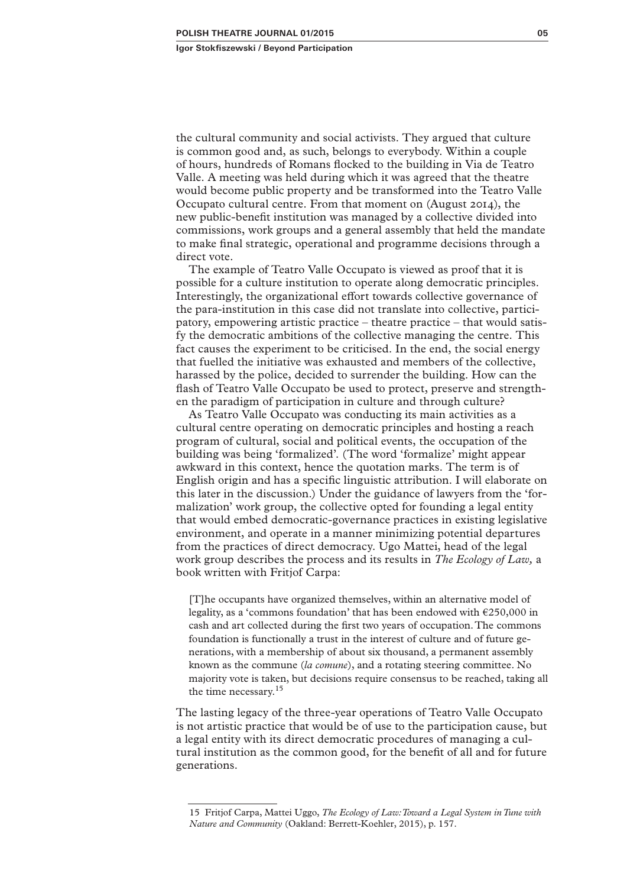the cultural community and social activists. They argued that culture is common good and, as such, belongs to everybody. Within a couple of hours, hundreds of Romans flocked to the building in Via de Teatro Valle. A meeting was held during which it was agreed that the theatre would become public property and be transformed into the Teatro Valle Occupato cultural centre. From that moment on (August 2014), the new public-benefit institution was managed by a collective divided into commissions, work groups and a general assembly that held the mandate to make final strategic, operational and programme decisions through a direct vote.

The example of Teatro Valle Occupato is viewed as proof that it is possible for a culture institution to operate along democratic principles. Interestingly, the organizational effort towards collective governance of the para-institution in this case did not translate into collective, participatory, empowering artistic practice – theatre practice – that would satisfy the democratic ambitions of the collective managing the centre. This fact causes the experiment to be criticised. In the end, the social energy that fuelled the initiative was exhausted and members of the collective, harassed by the police, decided to surrender the building. How can the flash of Teatro Valle Occupato be used to protect, preserve and strengthen the paradigm of participation in culture and through culture?

As Teatro Valle Occupato was conducting its main activities as a cultural centre operating on democratic principles and hosting a reach program of cultural, social and political events, the occupation of the building was being 'formalized'. (The word 'formalize' might appear awkward in this context, hence the quotation marks. The term is of English origin and has a specific linguistic attribution. I will elaborate on this later in the discussion.) Under the guidance of lawyers from the 'formalization' work group, the collective opted for founding a legal entity that would embed democratic-governance practices in existing legislative environment, and operate in a manner minimizing potential departures from the practices of direct democracy. Ugo Mattei, head of the legal work group describes the process and its results in *The Ecology of Law,* a book written with Fritjof Carpa:

> [T]he occupants have organized themselves, within an alternative model of legality, as a 'commons foundation' that has been endowed with €250,000 in cash and art collected during the first two years of occupation. The commons foundation is functionally a trust in the interest of culture and of future generations, with a membership of about six thousand, a permanent assembly known as the commune (*la comune*), and a rotating steering committee. No majority vote is taken, but decisions require consensus to be reached, taking all the time necessary.[15]

The lasting legacy of the three-year operations of Teatro Valle Occupato is not artistic practice that would be of use to the participation cause, but a legal entity with its direct democratic procedures of managing a cultural institution as the common good, for the benefit of all and for future generations.

---

15 Fritjof Carpa, Mattei Uggo, *The Ecology of Law: Toward a Legal System in Tune with Nature and Community* (Oakland: Berrett-Koehler, 2015), p. 157.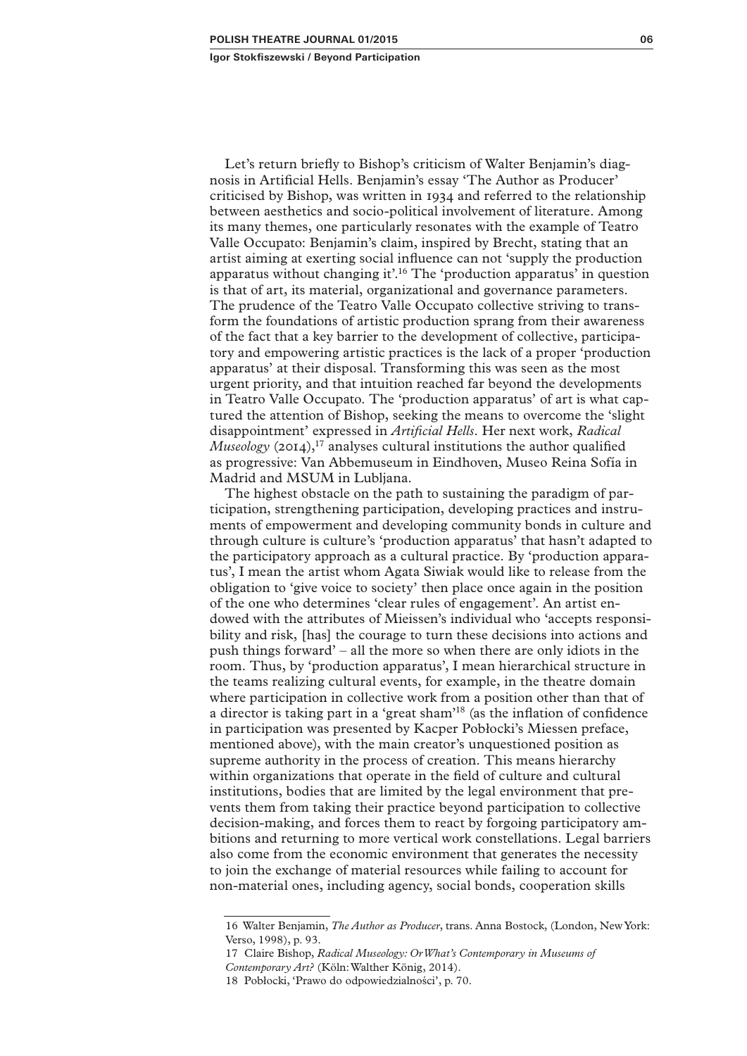Let's return briefly to Bishop's criticism of Walter Benjamin's diagnosis in Artificial Hells. Benjamin's essay 'The Author as Producer' criticised by Bishop, was written in 1934 and referred to the relationship between aesthetics and socio-political involvement of literature. Among its many themes, one particularly resonates with the example of Teatro Valle Occupato: Benjamin's claim, inspired by Brecht, stating that an artist aiming at exerting social influence can not 'supply the production apparatus without changing it'.[16] The 'production apparatus' in question is that of art, its material, organizational and governance parameters. The prudence of the Teatro Valle Occupato collective striving to transform the foundations of artistic production sprang from their awareness of the fact that a key barrier to the development of collective, participatory and empowering artistic practices is the lack of a proper 'production apparatus' at their disposal. Transforming this was seen as the most urgent priority, and that intuition reached far beyond the developments in Teatro Valle Occupato. The 'production apparatus' of art is what captured the attention of Bishop, seeking the means to overcome the 'slight disappointment' expressed in *Artificial Hells*. Her next work, *Radical Museology* (2014),[17] analyses cultural institutions the author qualified as progressive: Van Abbemuseum in Eindhoven, Museo Reina Sofía in Madrid and MSUM in Lubljana.

The highest obstacle on the path to sustaining the paradigm of participation, strengthening participation, developing practices and instruments of empowerment and developing community bonds in culture and through culture is culture's 'production apparatus' that hasn't adapted to the participatory approach as a cultural practice. By 'production apparatus', I mean the artist whom Agata Siwiak would like to release from the obligation to 'give voice to society' then place once again in the position of the one who determines 'clear rules of engagement'. An artist endowed with the attributes of Mieissen's individual who 'accepts responsibility and risk, [has] the courage to turn these decisions into actions and push things forward' – all the more so when there are only idiots in the room. Thus, by 'production apparatus', I mean hierarchical structure in the teams realizing cultural events, for example, in the theatre domain where participation in collective work from a position other than that of a director is taking part in a 'great sham'[18] (as the inflation of confidence in participation was presented by Kacper Pobłocki's Miessen preface, mentioned above), with the main creator's unquestioned position as supreme authority in the process of creation. This means hierarchy within organizations that operate in the field of culture and cultural institutions, bodies that are limited by the legal environment that prevents them from taking their practice beyond participation to collective decision-making, and forces them to react by forgoing participatory ambitions and returning to more vertical work constellations. Legal barriers also come from the economic environment that generates the necessity to join the exchange of material resources while failing to account for non-material ones, including agency, social bonds, cooperation skills

16 Walter Benjamin, *The Author as Producer*, trans. Anna Bostock, (London, New York: Verso, 1998), p. 93.

17 Claire Bishop, *Radical Museology: Or What's Contemporary in Museums of Contemporary Art?* (Köln: Walther König, 2014).

18 Pobłocki, 'Prawo do odpowiedzialności', p. 70.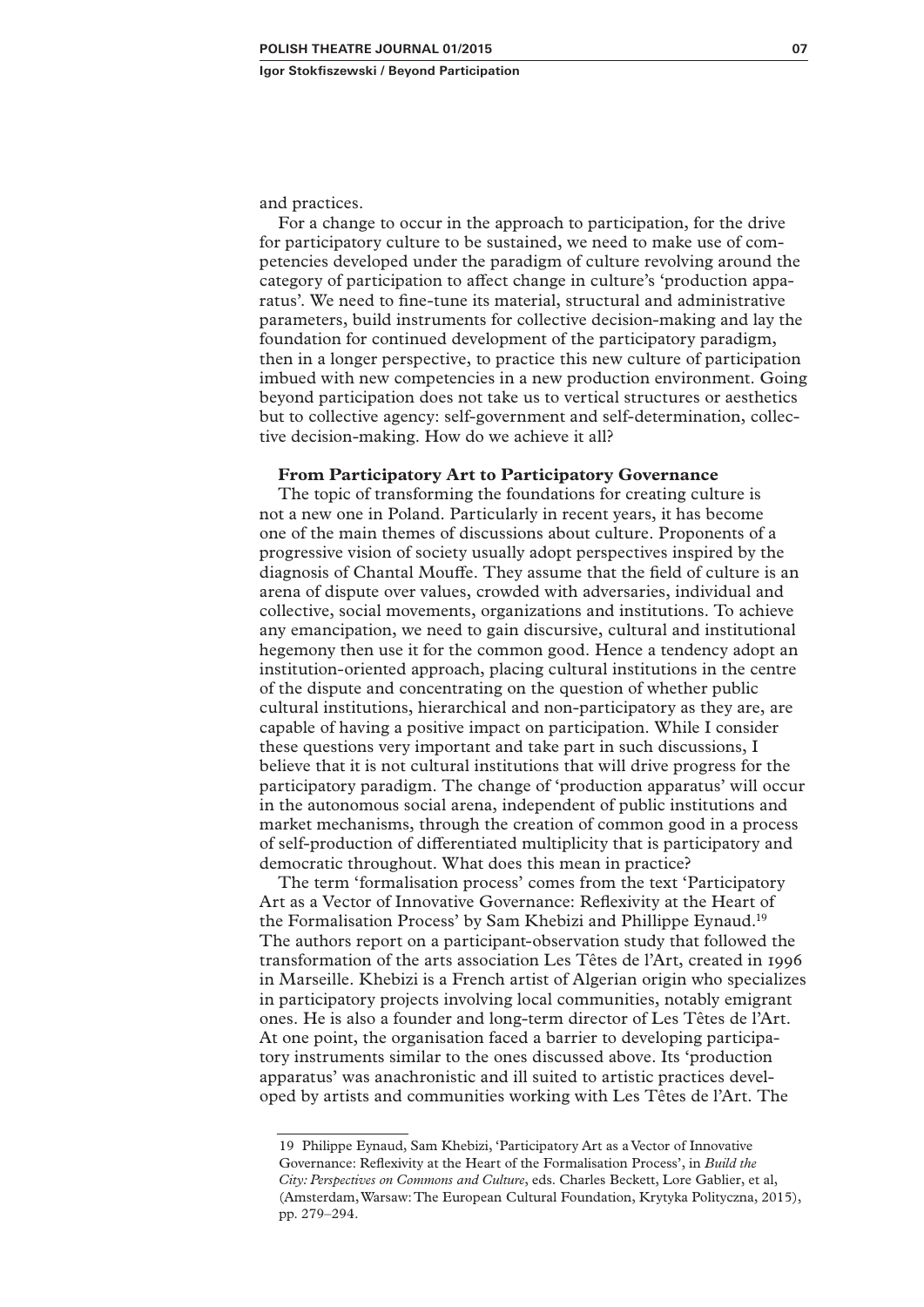and practices.

For a change to occur in the approach to participation, for the drive for participatory culture to be sustained, we need to make use of competencies developed under the paradigm of culture revolving around the category of participation to affect change in culture's 'production apparatus'. We need to fine-tune its material, structural and administrative parameters, build instruments for collective decision-making and lay the foundation for continued development of the participatory paradigm, then in a longer perspective, to practice this new culture of participation imbued with new competencies in a new production environment. Going beyond participation does not take us to vertical structures or aesthetics but to collective agency: self-government and self-determination, collective decision-making. How do we achieve it all?

### From Participatory Art to Participatory Governance

The topic of transforming the foundations for creating culture is not a new one in Poland. Particularly in recent years, it has become one of the main themes of discussions about culture. Proponents of a progressive vision of society usually adopt perspectives inspired by the diagnosis of Chantal Mouffe. They assume that the field of culture is an arena of dispute over values, crowded with adversaries, individual and collective, social movements, organizations and institutions. To achieve any emancipation, we need to gain discursive, cultural and institutional hegemony then use it for the common good. Hence a tendency adopt an institution-oriented approach, placing cultural institutions in the centre of the dispute and concentrating on the question of whether public cultural institutions, hierarchical and non-participatory as they are, are capable of having a positive impact on participation. While I consider these questions very important and take part in such discussions, I believe that it is not cultural institutions that will drive progress for the participatory paradigm. The change of 'production apparatus' will occur in the autonomous social arena, independent of public institutions and market mechanisms, through the creation of common good in a process of self-production of differentiated multiplicity that is participatory and democratic throughout. What does this mean in practice?

The term 'formalisation process' comes from the text 'Participatory Art as a Vector of Innovative Governance: Reflexivity at the Heart of the Formalisation Process' by Sam Khebizi and Phillippe Eynaud.[19] The authors report on a participant-observation study that followed the transformation of the arts association Les Têtes de l'Art, created in 1996 in Marseille. Khebizi is a French artist of Algerian origin who specializes in participatory projects involving local communities, notably emigrant ones. He is also a founder and long-term director of Les Têtes de l'Art. At one point, the organisation faced a barrier to developing participatory instruments similar to the ones discussed above. Its 'production apparatus' was anachronistic and ill suited to artistic practices developed by artists and communities working with Les Têtes de l'Art. The

---

19 Philippe Eynaud, Sam Khebizi, 'Participatory Art as a Vector of Innovative Governance: Reflexivity at the Heart of the Formalisation Process', in *Build the City: Perspectives on Commons and Culture*, eds. Charles Beckett, Lore Gablier, et al, (Amsterdam, Warsaw: The European Cultural Foundation, Krytyka Polityczna, 2015), pp. 279–294.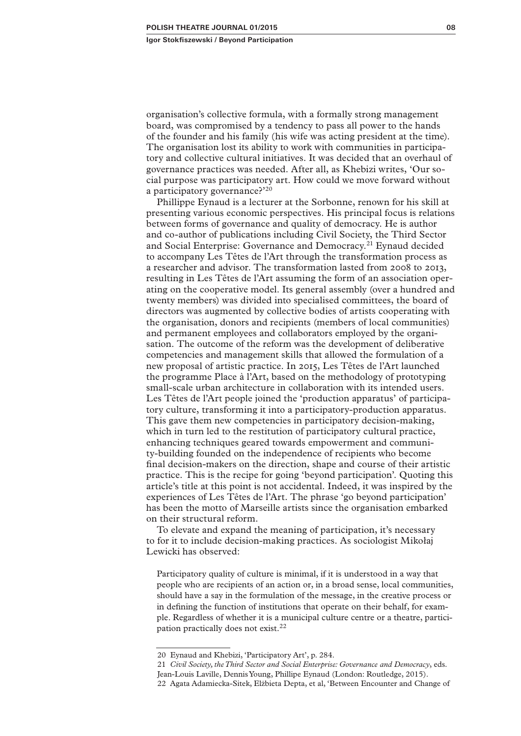organisation's collective formula, with a formally strong management board, was compromised by a tendency to pass all power to the hands of the founder and his family (his wife was acting president at the time). The organisation lost its ability to work with communities in participatory and collective cultural initiatives. It was decided that an overhaul of governance practices was needed. After all, as Khebizi writes, 'Our social purpose was participatory art. How could we move forward without a participatory governance?'[20]

Phillippe Eynaud is a lecturer at the Sorbonne, renown for his skill at presenting various economic perspectives. His principal focus is relations between forms of governance and quality of democracy. He is author and co-author of publications including Civil Society, the Third Sector and Social Enterprise: Governance and Democracy.[21] Eynaud decided to accompany Les Têtes de l'Art through the transformation process as a researcher and advisor. The transformation lasted from 2008 to 2013, resulting in Les Têtes de l'Art assuming the form of an association operating on the cooperative model. Its general assembly (over a hundred and twenty members) was divided into specialised committees, the board of directors was augmented by collective bodies of artists cooperating with the organisation, donors and recipients (members of local communities) and permanent employees and collaborators employed by the organisation. The outcome of the reform was the development of deliberative competencies and management skills that allowed the formulation of a new proposal of artistic practice. In 2015, Les Têtes de l'Art launched the programme Place à l'Art, based on the methodology of prototyping small-scale urban architecture in collaboration with its intended users. Les Têtes de l'Art people joined the 'production apparatus' of participatory culture, transforming it into a participatory-production apparatus. This gave them new competencies in participatory decision-making, which in turn led to the restitution of participatory cultural practice, enhancing techniques geared towards empowerment and community-building founded on the independence of recipients who become final decision-makers on the direction, shape and course of their artistic practice. This is the recipe for going 'beyond participation'. Quoting this article's title at this point is not accidental. Indeed, it was inspired by the experiences of Les Têtes de l'Art. The phrase 'go beyond participation' has been the motto of Marseille artists since the organisation embarked on their structural reform.

To elevate and expand the meaning of participation, it's necessary to for it to include decision-making practices. As sociologist Mikołaj Lewicki has observed:

> Participatory quality of culture is minimal, if it is understood in a way that people who are recipients of an action or, in a broad sense, local communities, should have a say in the formulation of the message, in the creative process or in defining the function of institutions that operate on their behalf, for example. Regardless of whether it is a municipal culture centre or a theatre, participation practically does not exist.[22]

---

20 Eynaud and Khebizi, 'Participatory Art', p. 284.

21 *Civil Society, the Third Sector and Social Enterprise: Governance and Democracy*, eds. Jean-Louis Laville, Dennis Young, Phillippe Eynaud (London: Routledge, 2015).

22 Agata Adamiecka-Sitek, Elżbieta Depta, et al, 'Between Encounter and Change of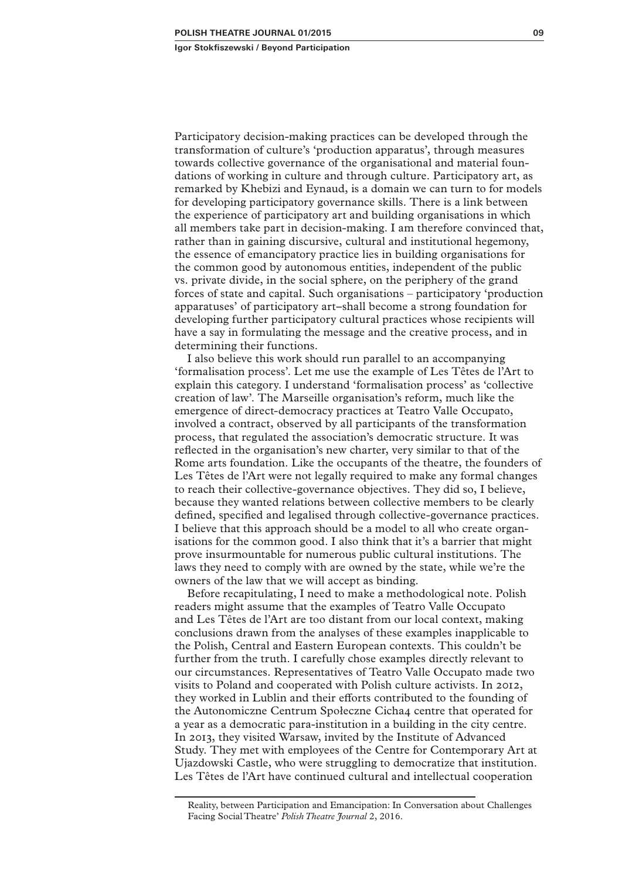Participatory decision-making practices can be developed through the transformation of culture's 'production apparatus', through measures towards collective governance of the organisational and material foundations of working in culture and through culture. Participatory art, as remarked by Khebizi and Eynaud, is a domain we can turn to for models for developing participatory governance skills. There is a link between the experience of participatory art and building organisations in which all members take part in decision-making. I am therefore convinced that, rather than in gaining discursive, cultural and institutional hegemony, the essence of emancipatory practice lies in building organisations for the common good by autonomous entities, independent of the public vs. private divide, in the social sphere, on the periphery of the grand forces of state and capital. Such organisations – participatory 'production apparatuses' of participatory art–shall become a strong foundation for developing further participatory cultural practices whose recipients will have a say in formulating the message and the creative process, and in determining their functions.

I also believe this work should run parallel to an accompanying 'formalisation process'. Let me use the example of Les Têtes de l'Art to explain this category. I understand 'formalisation process' as 'collective creation of law'. The Marseille organisation's reform, much like the emergence of direct-democracy practices at Teatro Valle Occupato, involved a contract, observed by all participants of the transformation process, that regulated the association's democratic structure. It was reflected in the organisation's new charter, very similar to that of the Rome arts foundation. Like the occupants of the theatre, the founders of Les Têtes de l'Art were not legally required to make any formal changes to reach their collective-governance objectives. They did so, I believe, because they wanted relations between collective members to be clearly defined, specified and legalised through collective-governance practices. I believe that this approach should be a model to all who create organisations for the common good. I also think that it's a barrier that might prove insurmountable for numerous public cultural institutions. The laws they need to comply with are owned by the state, while we're the owners of the law that we will accept as binding.

Before recapitulating, I need to make a methodological note. Polish readers might assume that the examples of Teatro Valle Occupato and Les Têtes de l'Art are too distant from our local context, making conclusions drawn from the analyses of these examples inapplicable to the Polish, Central and Eastern European contexts. This couldn't be further from the truth. I carefully chose examples directly relevant to our circumstances. Representatives of Teatro Valle Occupato made two visits to Poland and cooperated with Polish culture activists. In 2012, they worked in Lublin and their efforts contributed to the founding of the Autonomiczne Centrum Społeczne Cicha4 centre that operated for a year as a democratic para-institution in a building in the city centre. In 2013, they visited Warsaw, invited by the Institute of Advanced Study. They met with employees of the Centre for Contemporary Art at Ujazdowski Castle, who were struggling to democratize that institution. Les Têtes de l'Art have continued cultural and intellectual cooperation

---

Reality, between Participation and Emancipation: In Conversation about Challenges Facing Social Theatre' *Polish Theatre Journal* 2, 2016.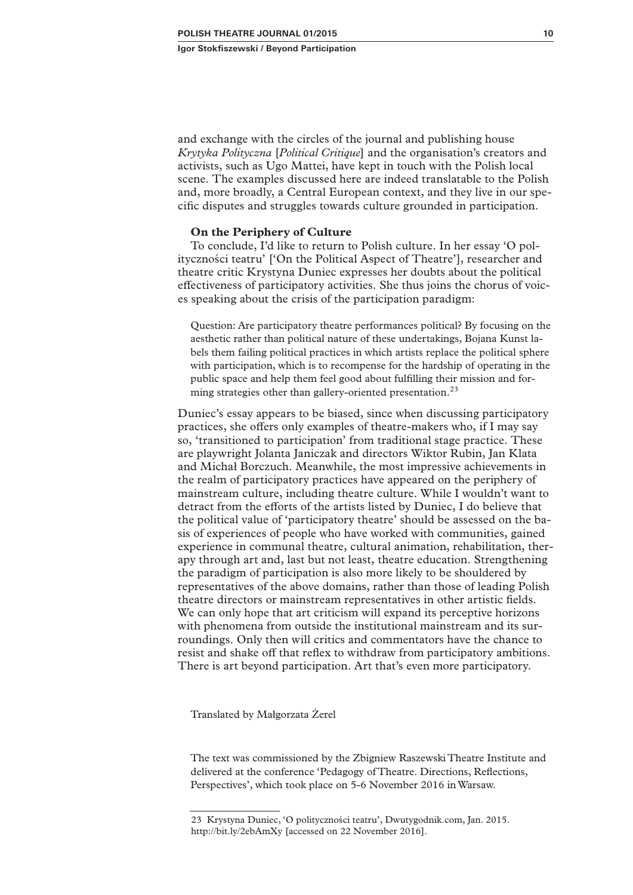and exchange with the circles of the journal and publishing house *Krytyka Polityczna* [*Political Critique*] and the organisation's creators and activists, such as Ugo Mattei, have kept in touch with the Polish local scene. The examples discussed here are indeed translatable to the Polish and, more broadly, a Central European context, and they live in our specific disputes and struggles towards culture grounded in participation.

**On the Periphery of Culture**

To conclude, I'd like to return to Polish culture. In her essay 'O polityczności teatru' ['On the Political Aspect of Theatre'], researcher and theatre critic Krystyna Duniec expresses her doubts about the political effectiveness of participatory activities. She thus joins the chorus of voices speaking about the crisis of the participation paradigm:

> Question: Are participatory theatre performances political? By focusing on the aesthetic rather than political nature of these undertakings, Bojana Kunst labels them failing political practices in which artists replace the political sphere with participation, which is to recompense for the hardship of operating in the public space and help them feel good about fulfilling their mission and forming strategies other than gallery-oriented presentation.[23]

Duniec's essay appears to be biased, since when discussing participatory practices, she offers only examples of theatre-makers who, if I may say so, 'transitioned to participation' from traditional stage practice. These are playwright Jolanta Janiczak and directors Wiktor Rubin, Jan Klata and Michał Borczuch. Meanwhile, the most impressive achievements in the realm of participatory practices have appeared on the periphery of mainstream culture, including theatre culture. While I wouldn't want to detract from the efforts of the artists listed by Duniec, I do believe that the political value of 'participatory theatre' should be assessed on the basis of experiences of people who have worked with communities, gained experience in communal theatre, cultural animation, rehabilitation, therapy through art and, last but not least, theatre education. Strengthening the paradigm of participation is also more likely to be shouldered by representatives of the above domains, rather than those of leading Polish theatre directors or mainstream representatives in other artistic fields. We can only hope that art criticism will expand its perceptive horizons with phenomena from outside the institutional mainstream and its surroundings. Only then will critics and commentators have the chance to resist and shake off that reflex to withdraw from participatory ambitions. There is art beyond participation. Art that's even more participatory.

Translated by Małgorzata Żerel

The text was commissioned by the Zbigniew Raszewski Theatre Institute and delivered at the conference 'Pedagogy of Theatre. Directions, Reflections, Perspectives', which took place on 5-6 November 2016 in Warsaw.

---

23 Krystyna Duniec, 'O polityczności teatru', Dwutygodnik.com, Jan. 2015. http://bit.ly/2ebAmXy [accessed on 22 November 2016].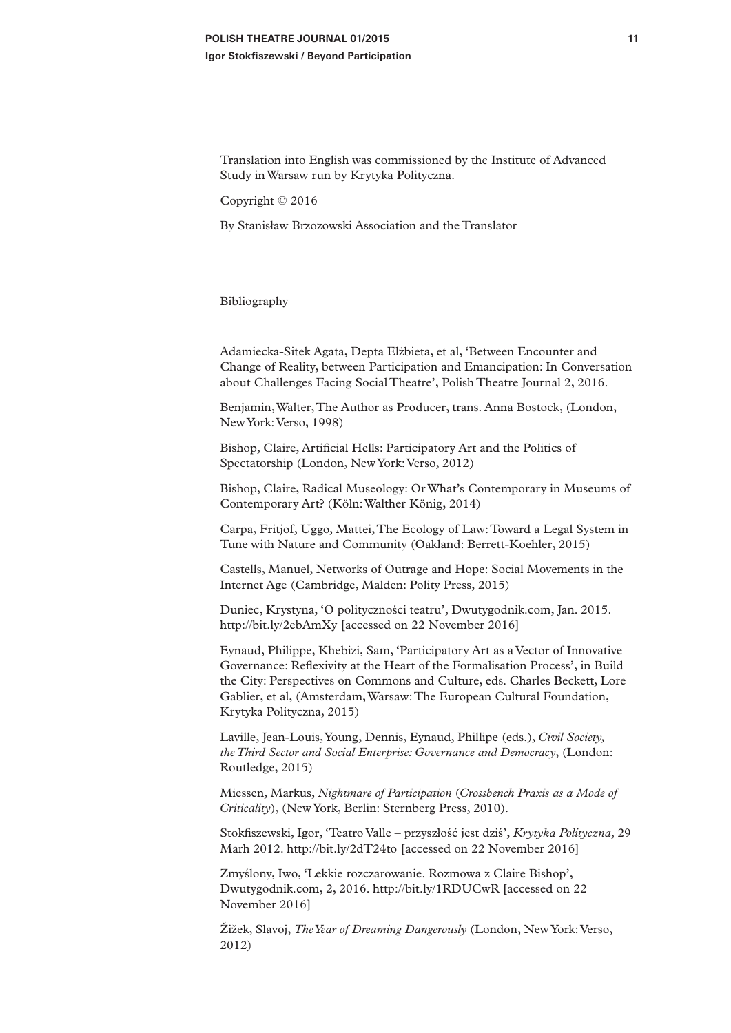Translation into English was commissioned by the Institute of Advanced Study in Warsaw run by Krytyka Polityczna.

Copyright © 2016

By Stanisław Brzozowski Association and the Translator

## Bibliography

Adamiecka-Sitek Agata, Depta Elżbieta, et al, 'Between Encounter and Change of Reality, between Participation and Emancipation: In Conversation about Challenges Facing Social Theatre', Polish Theatre Journal 2, 2016.

Benjamin, Walter, The Author as Producer, trans. Anna Bostock, (London, New York: Verso, 1998)

Bishop, Claire, Artificial Hells: Participatory Art and the Politics of Spectatorship (London, New York: Verso, 2012)

Bishop, Claire, Radical Museology: Or What's Contemporary in Museums of Contemporary Art? (Köln: Walther König, 2014)

Carpa, Fritjof, Uggo, Mattei, The Ecology of Law: Toward a Legal System in Tune with Nature and Community (Oakland: Berrett-Koehler, 2015)

Castells, Manuel, Networks of Outrage and Hope: Social Movements in the Internet Age (Cambridge, Malden: Polity Press, 2015)

Duniec, Krystyna, 'O polityczności teatru', Dwutygodnik.com, Jan. 2015. http://bit.ly/2ebAmXy [accessed on 22 November 2016]

Eynaud, Philippe, Khebizi, Sam, 'Participatory Art as a Vector of Innovative Governance: Reflexivity at the Heart of the Formalisation Process', in Build the City: Perspectives on Commons and Culture, eds. Charles Beckett, Lore Gablier, et al, (Amsterdam, Warsaw: The European Cultural Foundation, Krytyka Polityczna, 2015)

Laville, Jean-Louis, Young, Dennis, Eynaud, Phillipe (eds.), *Civil Society, the Third Sector and Social Enterprise: Governance and Democracy*, (London: Routledge, 2015)

Miessen, Markus, *Nightmare of Participation* (*Crossbench Praxis as a Mode of Criticality*), (New York, Berlin: Sternberg Press, 2010).

Stokfiszewski, Igor, 'Teatro Valle – przyszłość jest dziś', *Krytyka Polityczna*, 29 Marh 2012. http://bit.ly/2dT24to [accessed on 22 November 2016]

Zmyślony, Iwo, 'Lekkie rozczarowanie. Rozmowa z Claire Bishop', Dwutygodnik.com, 2, 2016. http://bit.ly/1RDUCwR [accessed on 22 November 2016]

Žižek, Slavoj, *The Year of Dreaming Dangerously* (London, New York: Verso, 2012)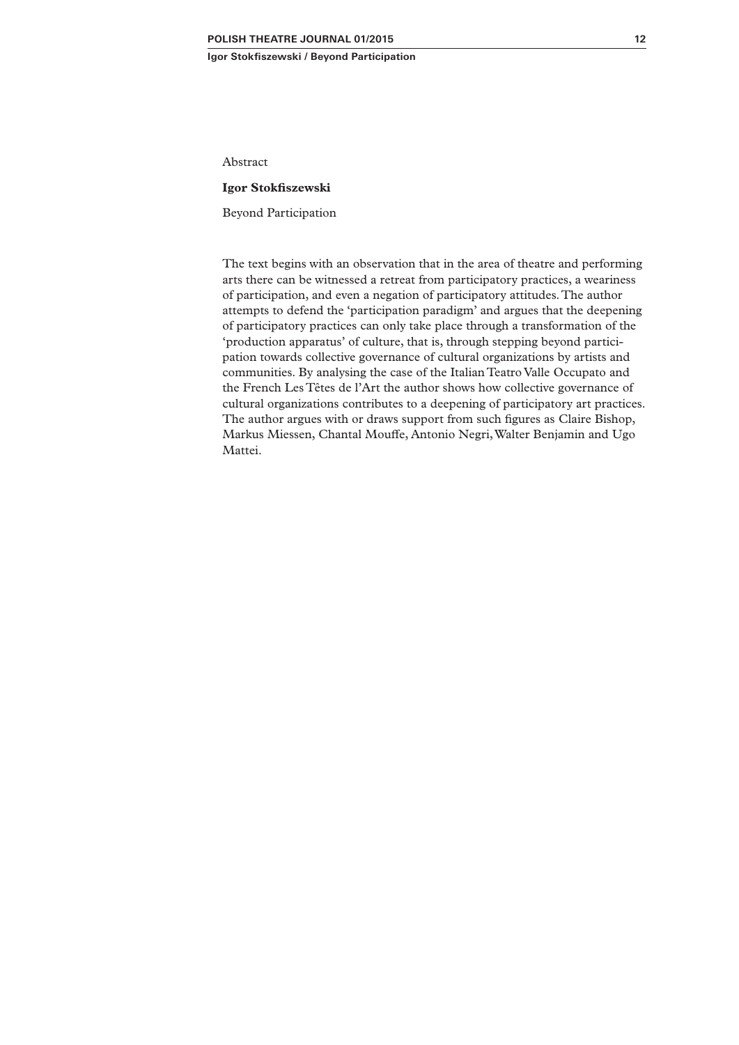Abstract

**Igor Stokfiszewski**

Beyond Participation

The text begins with an observation that in the area of theatre and performing arts there can be witnessed a retreat from participatory practices, a weariness of participation, and even a negation of participatory attitudes. The author attempts to defend the 'participation paradigm' and argues that the deepening of participatory practices can only take place through a transformation of the 'production apparatus' of culture, that is, through stepping beyond participation towards collective governance of cultural organizations by artists and communities. By analysing the case of the Italian Teatro Valle Occupato and the French Les Têtes de l'Art the author shows how collective governance of cultural organizations contributes to a deepening of participatory art practices. The author argues with or draws support from such figures as Claire Bishop, Markus Miessen, Chantal Mouffe, Antonio Negri, Walter Benjamin and Ugo Mattei.